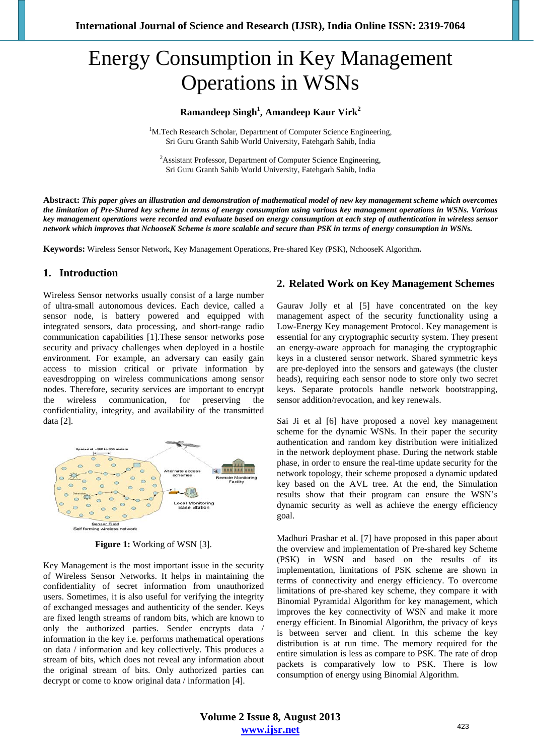# Energy Consumption in Key Management Operations in WSNs

**Ramandeep Singh[1], Amandeep Kaur Virk[2]**

[1]M.Tech Research Scholar, Department of Computer Science Engineering, Sri Guru Granth Sahib World University, Fatehgarh Sahib, India

[2]Assistant Professor, Department of Computer Science Engineering, Sri Guru Granth Sahib World University, Fatehgarh Sahib, India

**Abstract:** ***This paper gives an illustration and demonstration of mathematical model of new key management scheme which overcomes the limitation of Pre-Shared key scheme in terms of energy consumption using various key management operations in WSNs. Various key management operations were recorded and evaluate based on energy consumption at each step of authentication in wireless sensor network which improves that NchooseK Scheme is more scalable and secure than PSK in terms of energy consumption in WSNs.***

**Keywords:** Wireless Sensor Network, Key Management Operations, Pre-shared Key (PSK), NchooseK Algorithm**.**

## 1. Introduction

Wireless Sensor networks usually consist of a large number of ultra-small autonomous devices. Each device, called a sensor node, is battery powered and equipped with integrated sensors, data processing, and short-range radio communication capabilities [1].These sensor networks pose security and privacy challenges when deployed in a hostile environment. For example, an adversary can easily gain access to mission critical or private information by eavesdropping on wireless communications among sensor nodes. Therefore, security services are important to encrypt the wireless communication, for preserving the confidentiality, integrity, and availability of the transmitted data [2].

**Figure 1:** Working of WSN [3].

Key Management is the most important issue in the security of Wireless Sensor Networks. It helps in maintaining the confidentiality of secret information from unauthorized users. Sometimes, it is also useful for verifying the integrity of exchanged messages and authenticity of the sender. Keys are fixed length streams of random bits, which are known to only the authorized parties. Sender encrypts data / information in the key i.e. performs mathematical operations on data / information and key collectively. This produces a stream of bits, which does not reveal any information about the original stream of bits. Only authorized parties can decrypt or come to know original data / information [4].

## 2. Related Work on Key Management Schemes

Gaurav Jolly et al [5] have concentrated on the key management aspect of the security functionality using a Low-Energy Key management Protocol. Key management is essential for any cryptographic security system. They present an energy-aware approach for managing the cryptographic keys in a clustered sensor network. Shared symmetric keys are pre-deployed into the sensors and gateways (the cluster heads), requiring each sensor node to store only two secret keys. Separate protocols handle network bootstrapping, sensor addition/revocation, and key renewals.

Sai Ji et al [6] have proposed a novel key management scheme for the dynamic WSNs. In their paper the security authentication and random key distribution were initialized in the network deployment phase. During the network stable phase, in order to ensure the real-time update security for the network topology, their scheme proposed a dynamic updated key based on the AVL tree. At the end, the Simulation results show that their program can ensure the WSN's dynamic security as well as achieve the energy efficiency goal.

Madhuri Prashar et al. [7] have proposed in this paper about the overview and implementation of Pre-shared key Scheme (PSK) in WSN and based on the results of its implementation, limitations of PSK scheme are shown in terms of connectivity and energy efficiency. To overcome limitations of pre-shared key scheme, they compare it with Binomial Pyramidal Algorithm for key management, which improves the key connectivity of WSN and make it more energy efficient. In Binomial Algorithm, the privacy of keys is between server and client. In this scheme the key distribution is at run time. The memory required for the entire simulation is less as compare to PSK. The rate of drop packets is comparatively low to PSK. There is low consumption of energy using Binomial Algorithm.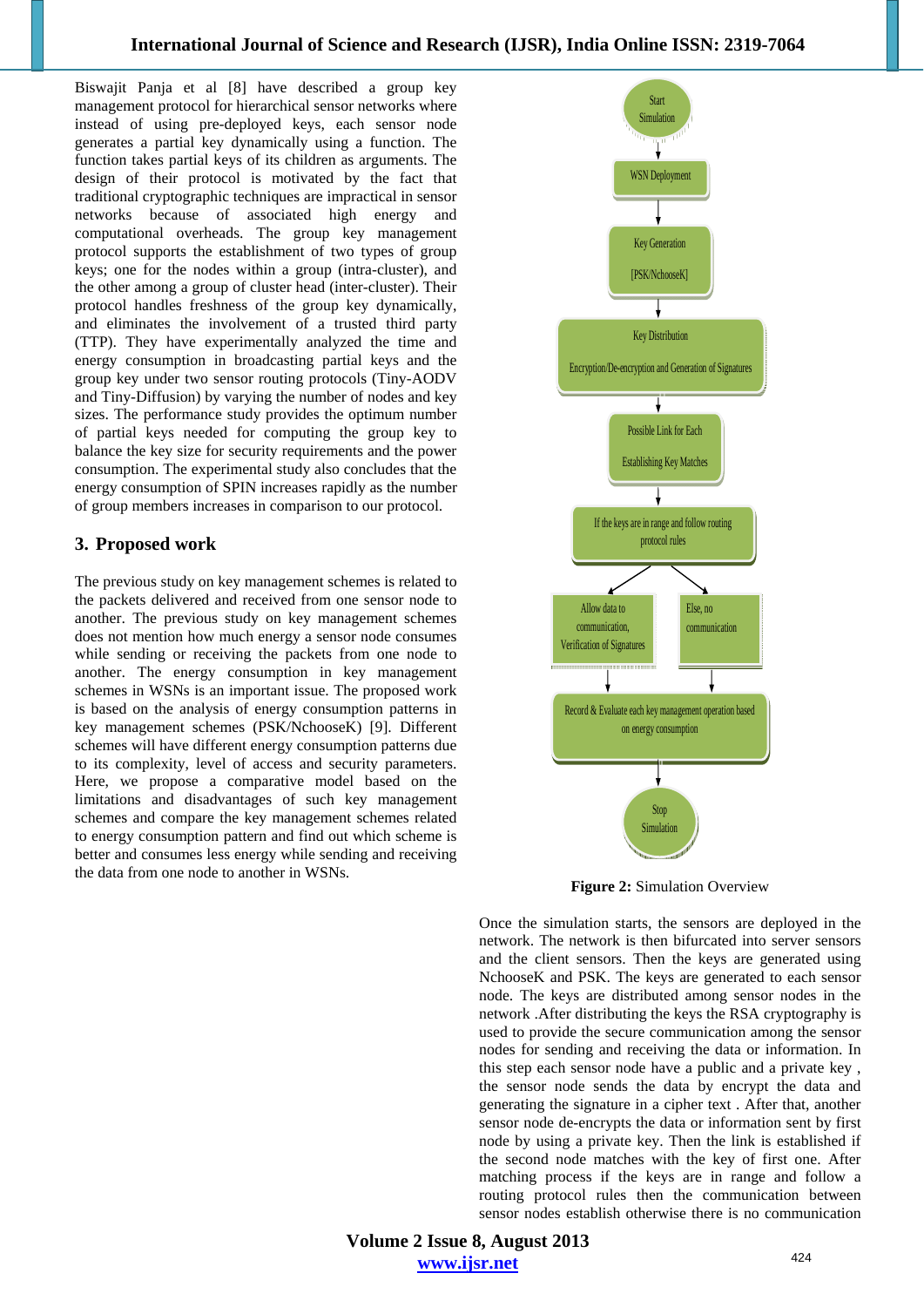Biswajit Panja et al [8] have described a group key management protocol for hierarchical sensor networks where instead of using pre-deployed keys, each sensor node generates a partial key dynamically using a function. The function takes partial keys of its children as arguments. The design of their protocol is motivated by the fact that traditional cryptographic techniques are impractical in sensor networks because of associated high energy and computational overheads. The group key management protocol supports the establishment of two types of group keys; one for the nodes within a group (intra-cluster), and the other among a group of cluster head (inter-cluster). Their protocol handles freshness of the group key dynamically, and eliminates the involvement of a trusted third party (TTP). They have experimentally analyzed the time and energy consumption in broadcasting partial keys and the group key under two sensor routing protocols (Tiny-AODV and Tiny-Diffusion) by varying the number of nodes and key sizes. The performance study provides the optimum number of partial keys needed for computing the group key to balance the key size for security requirements and the power consumption. The experimental study also concludes that the energy consumption of SPIN increases rapidly as the number of group members increases in comparison to our protocol.

## 3. Proposed work

The previous study on key management schemes is related to the packets delivered and received from one sensor node to another. The previous study on key management schemes does not mention how much energy a sensor node consumes while sending or receiving the packets from one node to another. The energy consumption in key management schemes in WSNs is an important issue. The proposed work is based on the analysis of energy consumption patterns in key management schemes (PSK/NchooseK) [9]. Different schemes will have different energy consumption patterns due to its complexity, level of access and security parameters. Here, we propose a comparative model based on the limitations and disadvantages of such key management schemes and compare the key management schemes related to energy consumption pattern and find out which scheme is better and consumes less energy while sending and receiving the data from one node to another in WSNs.

Start Simulation → WSN Deployment → Key Generation [PSK/NchooseK] → Key Distribution: Encryption/De-encryption and Generation of Signatures → Possible Link for Each: Establishing Key Matches → If the keys are in range and follow routing protocol rules → Allow data to communication, Verification of Signatures / Else, no communication → Record & Evaluate each key management operation based on energy consumption → Stop Simulation

**Figure 2:** Simulation Overview

Once the simulation starts, the sensors are deployed in the network. The network is then bifurcated into server sensors and the client sensors. Then the keys are generated using NchooseK and PSK. The keys are generated to each sensor node. The keys are distributed among sensor nodes in the network .After distributing the keys the RSA cryptography is used to provide the secure communication among the sensor nodes for sending and receiving the data or information. In this step each sensor node have a public and a private key , the sensor node sends the data by encrypt the data and generating the signature in a cipher text . After that, another sensor node de-encrypts the data or information sent by first node by using a private key. Then the link is established if the second node matches with the key of first one. After matching process if the keys are in range and follow a routing protocol rules then the communication between sensor nodes establish otherwise there is no communication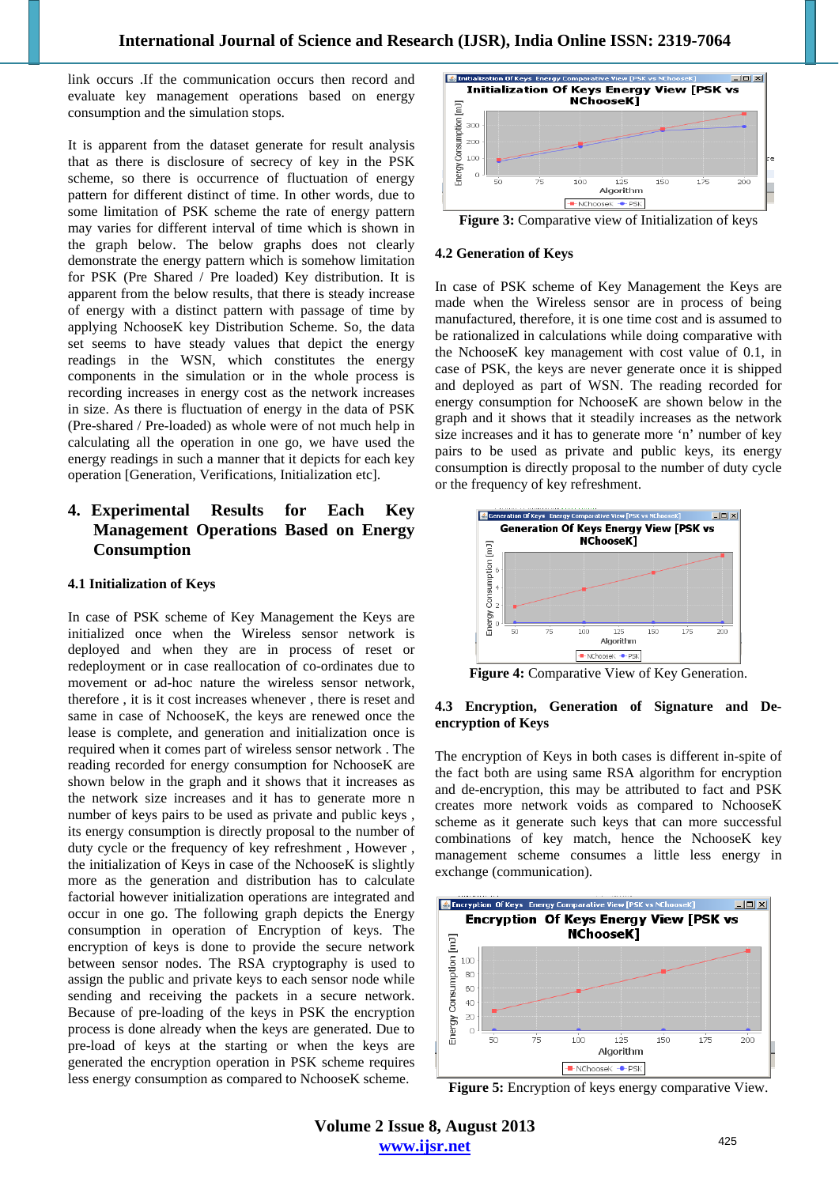link occurs .If the communication occurs then record and evaluate key management operations based on energy consumption and the simulation stops.

It is apparent from the dataset generate for result analysis that as there is disclosure of secrecy of key in the PSK scheme, so there is occurrence of fluctuation of energy pattern for different distinct of time. In other words, due to some limitation of PSK scheme the rate of energy pattern may varies for different interval of time which is shown in the graph below. The below graphs does not clearly demonstrate the energy pattern which is somehow limitation for PSK (Pre Shared / Pre loaded) Key distribution. It is apparent from the below results, that there is steady increase of energy with a distinct pattern with passage of time by applying NchooseK key Distribution Scheme. So, the data set seems to have steady values that depict the energy readings in the WSN, which constitutes the energy components in the simulation or in the whole process is recording increases in energy cost as the network increases in size. As there is fluctuation of energy in the data of PSK (Pre-shared / Pre-loaded) as whole were of not much help in calculating all the operation in one go, we have used the energy readings in such a manner that it depicts for each key operation [Generation, Verifications, Initialization etc].

## 4. Experimental Results for Each Key Management Operations Based on Energy Consumption

### 4.1 Initialization of Keys

In case of PSK scheme of Key Management the Keys are initialized once when the Wireless sensor network is deployed and when they are in process of reset or redeployment or in case reallocation of co-ordinates due to movement or ad-hoc nature the wireless sensor network, therefore , it is it cost increases whenever , there is reset and same in case of NchooseK, the keys are renewed once the lease is complete, and generation and initialization once is required when it comes part of wireless sensor network . The reading recorded for energy consumption for NchooseK are shown below in the graph and it shows that it increases as the network size increases and it has to generate more n number of keys pairs to be used as private and public keys , its energy consumption is directly proposal to the number of duty cycle or the frequency of key refreshment , However , the initialization of Keys in case of the NchooseK is slightly more as the generation and distribution has to calculate factorial however initialization operations are integrated and occur in one go. The following graph depicts the Energy consumption in operation of Encryption of keys. The encryption of keys is done to provide the secure network between sensor nodes. The RSA cryptography is used to assign the public and private keys to each sensor node while sending and receiving the packets in a secure network. Because of pre-loading of the keys in PSK the encryption process is done already when the keys are generated. Due to pre-load of keys at the starting or when the keys are generated the encryption operation in PSK scheme requires less energy consumption as compared to NchooseK scheme.

**Figure 3:** Comparative view of Initialization of keys

### 4.2 Generation of Keys

In case of PSK scheme of Key Management the Keys are made when the Wireless sensor are in process of being manufactured, therefore, it is one time cost and is assumed to be rationalized in calculations while doing comparative with the NchooseK key management with cost value of 0.1, in case of PSK, the keys are never generate once it is shipped and deployed as part of WSN. The reading recorded for energy consumption for NchooseK are shown as below in the graph and it shows that it steadily increases as the network size increases and it has to generate more 'n' number of key pairs to be used as private and public keys, its energy consumption is directly proposal to the number of duty cycle or the frequency of key refreshment.

**Figure 4:** Comparative View of Key Generation.

### 4.3 Encryption, Generation of Signature and De-encryption of Keys

The encryption of Keys in both cases is different in-spite of the fact both are using same RSA algorithm for encryption and de-encryption, this may be attributed to fact and PSK creates more network voids as compared to NchooseK scheme as it generate such keys that can more successful combinations of key match, hence the NchooseK key management scheme consumes a little less energy in exchange (communication).

**Figure 5:** Encryption of keys energy comparative View.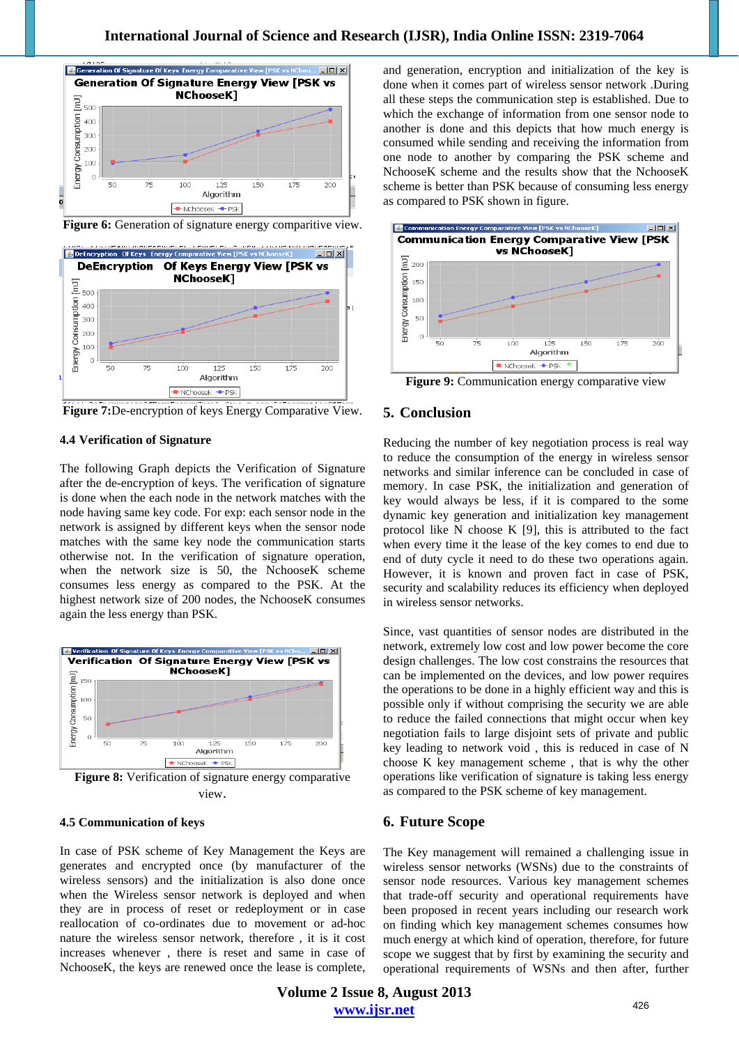Figure 6: Generation of signature energy comparitive view.

Figure 7: De-encryption of keys Energy Comparative View.

### 4.4 Verification of Signature

The following Graph depicts the Verification of Signature after the de-encryption of keys. The verification of signature is done when the each node in the network matches with the node having same key code. For exp: each sensor node in the network is assigned by different keys when the sensor node matches with the same key node the communication starts otherwise not. In the verification of signature operation, when the network size is 50, the NchooseK scheme consumes less energy as compared to the PSK. At the highest network size of 200 nodes, the NchooseK consumes again the less energy than PSK.

Figure 8: Verification of signature energy comparative view.

### 4.5 Communication of keys

In case of PSK scheme of Key Management the Keys are generates and encrypted once (by manufacturer of the wireless sensors) and the initialization is also done once when the Wireless sensor network is deployed and when they are in process of reset or redeployment or in case reallocation of co-ordinates due to movement or ad-hoc nature the wireless sensor network, therefore , it is it cost increases whenever , there is reset and same in case of NchooseK, the keys are renewed once the lease is complete, and generation, encryption and initialization of the key is done when it comes part of wireless sensor network .During all these steps the communication step is established. Due to which the exchange of information from one sensor node to another is done and this depicts that how much energy is consumed while sending and receiving the information from one node to another by comparing the PSK scheme and NchooseK scheme and the results show that the NchooseK scheme is better than PSK because of consuming less energy as compared to PSK shown in figure.

Figure 9: Communication energy comparative view

## 5. Conclusion

Reducing the number of key negotiation process is real way to reduce the consumption of the energy in wireless sensor networks and similar inference can be concluded in case of memory. In case PSK, the initialization and generation of key would always be less, if it is compared to the some dynamic key generation and initialization key management protocol like N choose K [9], this is attributed to the fact when every time it the lease of the key comes to end due to end of duty cycle it need to do these two operations again. However, it is known and proven fact in case of PSK, security and scalability reduces its efficiency when deployed in wireless sensor networks.

Since, vast quantities of sensor nodes are distributed in the network, extremely low cost and low power become the core design challenges. The low cost constrains the resources that can be implemented on the devices, and low power requires the operations to be done in a highly efficient way and this is possible only if without comprising the security we are able to reduce the failed connections that might occur when key negotiation fails to large disjoint sets of private and public key leading to network void , this is reduced in case of N choose K key management scheme , that is why the other operations like verification of signature is taking less energy as compared to the PSK scheme of key management.

## 6. Future Scope

The Key management will remained a challenging issue in wireless sensor networks (WSNs) due to the constraints of sensor node resources. Various key management schemes that trade-off security and operational requirements have been proposed in recent years including our research work on finding which key management schemes consumes how much energy at which kind of operation, therefore, for future scope we suggest that by first by examining the security and operational requirements of WSNs and then after, further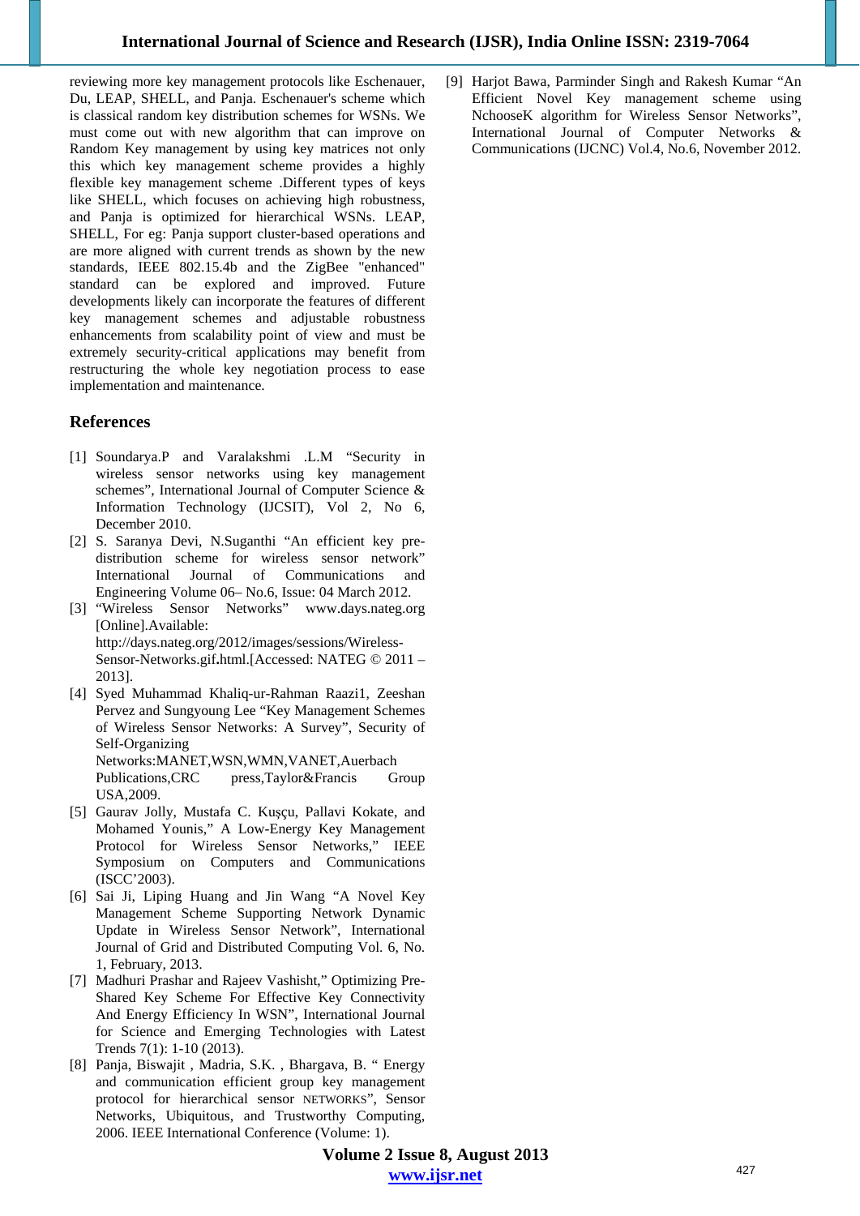reviewing more key management protocols like Eschenauer, Du, LEAP, SHELL, and Panja. Eschenauer's scheme which is classical random key distribution schemes for WSNs. We must come out with new algorithm that can improve on Random Key management by using key matrices not only this which key management scheme provides a highly flexible key management scheme .Different types of keys like SHELL, which focuses on achieving high robustness, and Panja is optimized for hierarchical WSNs. LEAP, SHELL, For eg: Panja support cluster-based operations and are more aligned with current trends as shown by the new standards, IEEE 802.15.4b and the ZigBee "enhanced" standard can be explored and improved. Future developments likely can incorporate the features of different key management schemes and adjustable robustness enhancements from scalability point of view and must be extremely security-critical applications may benefit from restructuring the whole key negotiation process to ease implementation and maintenance.

## References

[1] Soundarya.P and Varalakshmi .L.M "Security in wireless sensor networks using key management schemes", International Journal of Computer Science & Information Technology (IJCSIT), Vol 2, No 6, December 2010.

[2] S. Saranya Devi, N.Suganthi "An efficient key pre-distribution scheme for wireless sensor network" International Journal of Communications and Engineering Volume 06– No.6, Issue: 04 March 2012.

[3] "Wireless Sensor Networks" www.days.nateg.org [Online].Available: http://days.nateg.org/2012/images/sessions/Wireless-Sensor-Networks.gif.html.[Accessed: NATEG © 2011 – 2013].

[4] Syed Muhammad Khaliq-ur-Rahman Raazi1, Zeeshan Pervez and Sungyoung Lee "Key Management Schemes of Wireless Sensor Networks: A Survey", Security of Self-Organizing Networks:MANET,WSN,WMN,VANET,Auerbach Publications,CRC press,Taylor&Francis Group USA,2009.

[5] Gaurav Jolly, Mustafa C. Kuşçu, Pallavi Kokate, and Mohamed Younis," A Low-Energy Key Management Protocol for Wireless Sensor Networks," IEEE Symposium on Computers and Communications (ISCC'2003).

[6] Sai Ji, Liping Huang and Jin Wang "A Novel Key Management Scheme Supporting Network Dynamic Update in Wireless Sensor Network", International Journal of Grid and Distributed Computing Vol. 6, No. 1, February, 2013.

[7] Madhuri Prashar and Rajeev Vashisht," Optimizing Pre-Shared Key Scheme For Effective Key Connectivity And Energy Efficiency In WSN", International Journal for Science and Emerging Technologies with Latest Trends 7(1): 1-10 (2013).

[8] Panja, Biswajit , Madria, S.K. , Bhargava, B. " Energy and communication efficient group key management protocol for hierarchical sensor NETWORKS", Sensor Networks, Ubiquitous, and Trustworthy Computing, 2006. IEEE International Conference (Volume: 1).

[9] Harjot Bawa, Parminder Singh and Rakesh Kumar "An Efficient Novel Key management scheme using NchooseK algorithm for Wireless Sensor Networks", International Journal of Computer Networks & Communications (IJCNC) Vol.4, No.6, November 2012.